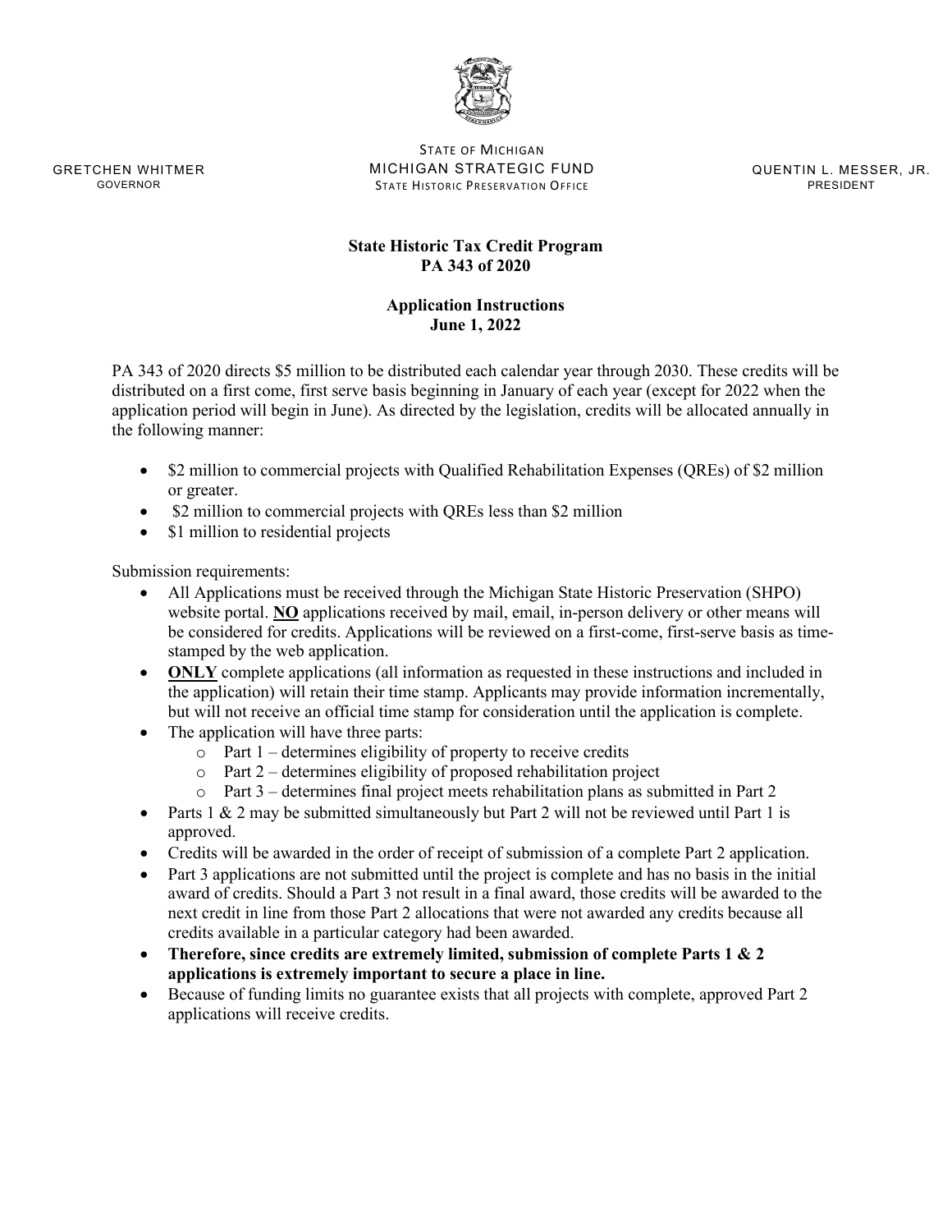GRETCHEN WHITMER
GOVERNOR

STATE OF MICHIGAN
MICHIGAN STRATEGIC FUND
STATE HISTORIC PRESERVATION OFFICE

QUENTIN L. MESSER, JR.
PRESIDENT

**State Historic Tax Credit Program**
**PA 343 of 2020**

**Application Instructions**
**June 1, 2022**

PA 343 of 2020 directs $5 million to be distributed each calendar year through 2030. These credits will be distributed on a first come, first serve basis beginning in January of each year (except for 2022 when the application period will begin in June). As directed by the legislation, credits will be allocated annually in the following manner:

- $2 million to commercial projects with Qualified Rehabilitation Expenses (QREs) of $2 million or greater.
- $2 million to commercial projects with QREs less than $2 million
- $1 million to residential projects

Submission requirements:

- All Applications must be received through the Michigan State Historic Preservation (SHPO) website portal. **<u>NO</u>** applications received by mail, email, in-person delivery or other means will be considered for credits. Applications will be reviewed on a first-come, first-serve basis as time-stamped by the web application.
- **<u>ONLY</u>** complete applications (all information as requested in these instructions and included in the application) will retain their time stamp. Applicants may provide information incrementally, but will not receive an official time stamp for consideration until the application is complete.
- The application will have three parts:
  - Part 1 – determines eligibility of property to receive credits
  - Part 2 – determines eligibility of proposed rehabilitation project
  - Part 3 – determines final project meets rehabilitation plans as submitted in Part 2
- Parts 1 & 2 may be submitted simultaneously but Part 2 will not be reviewed until Part 1 is approved.
- Credits will be awarded in the order of receipt of submission of a complete Part 2 application.
- Part 3 applications are not submitted until the project is complete and has no basis in the initial award of credits. Should a Part 3 not result in a final award, those credits will be awarded to the next credit in line from those Part 2 allocations that were not awarded any credits because all credits available in a particular category had been awarded.
- **Therefore, since credits are extremely limited, submission of complete Parts 1 & 2 applications is extremely important to secure a place in line.**
- Because of funding limits no guarantee exists that all projects with complete, approved Part 2 applications will receive credits.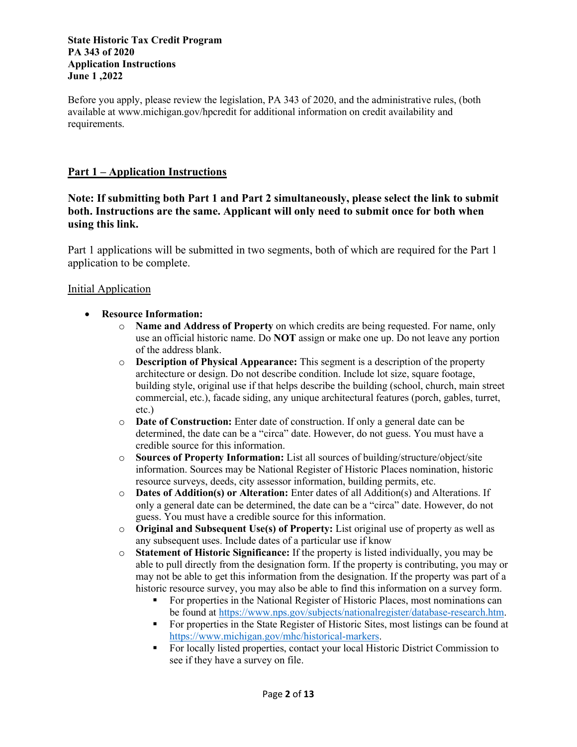**State Historic Tax Credit Program**
**PA 343 of 2020**
**Application Instructions**
**June 1 ,2022**

Before you apply, please review the legislation, PA 343 of 2020, and the administrative rules, (both available at www.michigan.gov/hpcredit for additional information on credit availability and requirements.

## Part 1 – Application Instructions

**Note: If submitting both Part 1 and Part 2 simultaneously, please select the link to submit both. Instructions are the same. Applicant will only need to submit once for both when using this link.**

Part 1 applications will be submitted in two segments, both of which are required for the Part 1 application to be complete.

### Initial Application

- **Resource Information:**
  - **Name and Address of Property** on which credits are being requested. For name, only use an official historic name. Do **NOT** assign or make one up. Do not leave any portion of the address blank.
  - **Description of Physical Appearance:** This segment is a description of the property architecture or design. Do not describe condition. Include lot size, square footage, building style, original use if that helps describe the building (school, church, main street commercial, etc.), facade siding, any unique architectural features (porch, gables, turret, etc.)
  - **Date of Construction:** Enter date of construction. If only a general date can be determined, the date can be a "circa" date. However, do not guess. You must have a credible source for this information.
  - **Sources of Property Information:** List all sources of building/structure/object/site information. Sources may be National Register of Historic Places nomination, historic resource surveys, deeds, city assessor information, building permits, etc.
  - **Dates of Addition(s) or Alteration:** Enter dates of all Addition(s) and Alterations. If only a general date can be determined, the date can be a "circa" date. However, do not guess. You must have a credible source for this information.
  - **Original and Subsequent Use(s) of Property:** List original use of property as well as any subsequent uses. Include dates of a particular use if know
  - **Statement of Historic Significance:** If the property is listed individually, you may be able to pull directly from the designation form. If the property is contributing, you may or may not be able to get this information from the designation. If the property was part of a historic resource survey, you may also be able to find this information on a survey form.
    - For properties in the National Register of Historic Places, most nominations can be found at https://www.nps.gov/subjects/nationalregister/database-research.htm.
    - For properties in the State Register of Historic Sites, most listings can be found at https://www.michigan.gov/mhc/historical-markers.
    - For locally listed properties, contact your local Historic District Commission to see if they have a survey on file.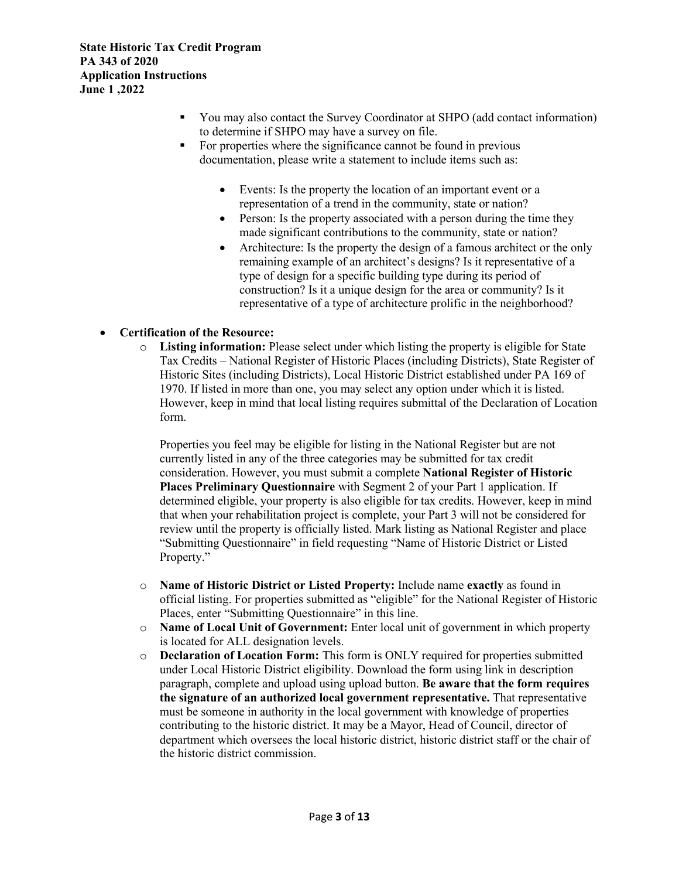- You may also contact the Survey Coordinator at SHPO (add contact information) to determine if SHPO may have a survey on file.
- For properties where the significance cannot be found in previous documentation, please write a statement to include items such as:
  - Events: Is the property the location of an important event or a representation of a trend in the community, state or nation?
  - Person: Is the property associated with a person during the time they made significant contributions to the community, state or nation?
  - Architecture: Is the property the design of a famous architect or the only remaining example of an architect's designs? Is it representative of a type of design for a specific building type during its period of construction? Is it a unique design for the area or community? Is it representative of a type of architecture prolific in the neighborhood?

- **Certification of the Resource:**
  - **Listing information:** Please select under which listing the property is eligible for State Tax Credits – National Register of Historic Places (including Districts), State Register of Historic Sites (including Districts), Local Historic District established under PA 169 of 1970. If listed in more than one, you may select any option under which it is listed. However, keep in mind that local listing requires submittal of the Declaration of Location form.

    Properties you feel may be eligible for listing in the National Register but are not currently listed in any of the three categories may be submitted for tax credit consideration. However, you must submit a complete **National Register of Historic Places Preliminary Questionnaire** with Segment 2 of your Part 1 application. If determined eligible, your property is also eligible for tax credits. However, keep in mind that when your rehabilitation project is complete, your Part 3 will not be considered for review until the property is officially listed. Mark listing as National Register and place "Submitting Questionnaire" in field requesting "Name of Historic District or Listed Property."

  - **Name of Historic District or Listed Property:** Include name **exactly** as found in official listing. For properties submitted as "eligible" for the National Register of Historic Places, enter "Submitting Questionnaire" in this line.
  - **Name of Local Unit of Government:** Enter local unit of government in which property is located for ALL designation levels.
  - **Declaration of Location Form:** This form is ONLY required for properties submitted under Local Historic District eligibility. Download the form using link in description paragraph, complete and upload using upload button. **Be aware that the form requires the signature of an authorized local government representative.** That representative must be someone in authority in the local government with knowledge of properties contributing to the historic district. It may be a Mayor, Head of Council, director of department which oversees the local historic district, historic district staff or the chair of the historic district commission.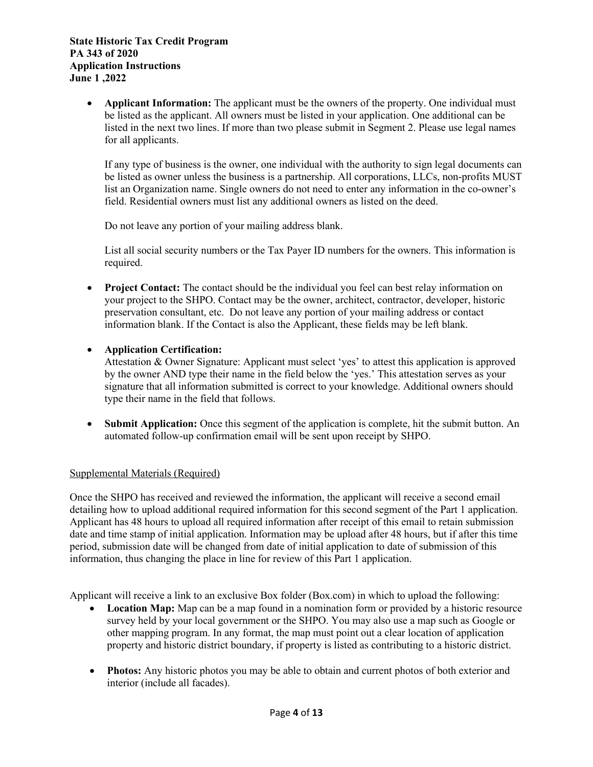- **Applicant Information:** The applicant must be the owners of the property. One individual must be listed as the applicant. All owners must be listed in your application. One additional can be listed in the next two lines. If more than two please submit in Segment 2. Please use legal names for all applicants.

  If any type of business is the owner, one individual with the authority to sign legal documents can be listed as owner unless the business is a partnership. All corporations, LLCs, non-profits MUST list an Organization name. Single owners do not need to enter any information in the co-owner's field. Residential owners must list any additional owners as listed on the deed.

  Do not leave any portion of your mailing address blank.

  List all social security numbers or the Tax Payer ID numbers for the owners. This information is required.

- **Project Contact:** The contact should be the individual you feel can best relay information on your project to the SHPO. Contact may be the owner, architect, contractor, developer, historic preservation consultant, etc. Do not leave any portion of your mailing address or contact information blank. If the Contact is also the Applicant, these fields may be left blank.

- **Application Certification:**
  Attestation & Owner Signature: Applicant must select 'yes' to attest this application is approved by the owner AND type their name in the field below the 'yes.' This attestation serves as your signature that all information submitted is correct to your knowledge. Additional owners should type their name in the field that follows.

- **Submit Application:** Once this segment of the application is complete, hit the submit button. An automated follow-up confirmation email will be sent upon receipt by SHPO.

Supplemental Materials (Required)

Once the SHPO has received and reviewed the information, the applicant will receive a second email detailing how to upload additional required information for this second segment of the Part 1 application. Applicant has 48 hours to upload all required information after receipt of this email to retain submission date and time stamp of initial application. Information may be upload after 48 hours, but if after this time period, submission date will be changed from date of initial application to date of submission of this information, thus changing the place in line for review of this Part 1 application.

Applicant will receive a link to an exclusive Box folder (Box.com) in which to upload the following:

- **Location Map:** Map can be a map found in a nomination form or provided by a historic resource survey held by your local government or the SHPO. You may also use a map such as Google or other mapping program. In any format, the map must point out a clear location of application property and historic district boundary, if property is listed as contributing to a historic district.

- **Photos:** Any historic photos you may be able to obtain and current photos of both exterior and interior (include all facades).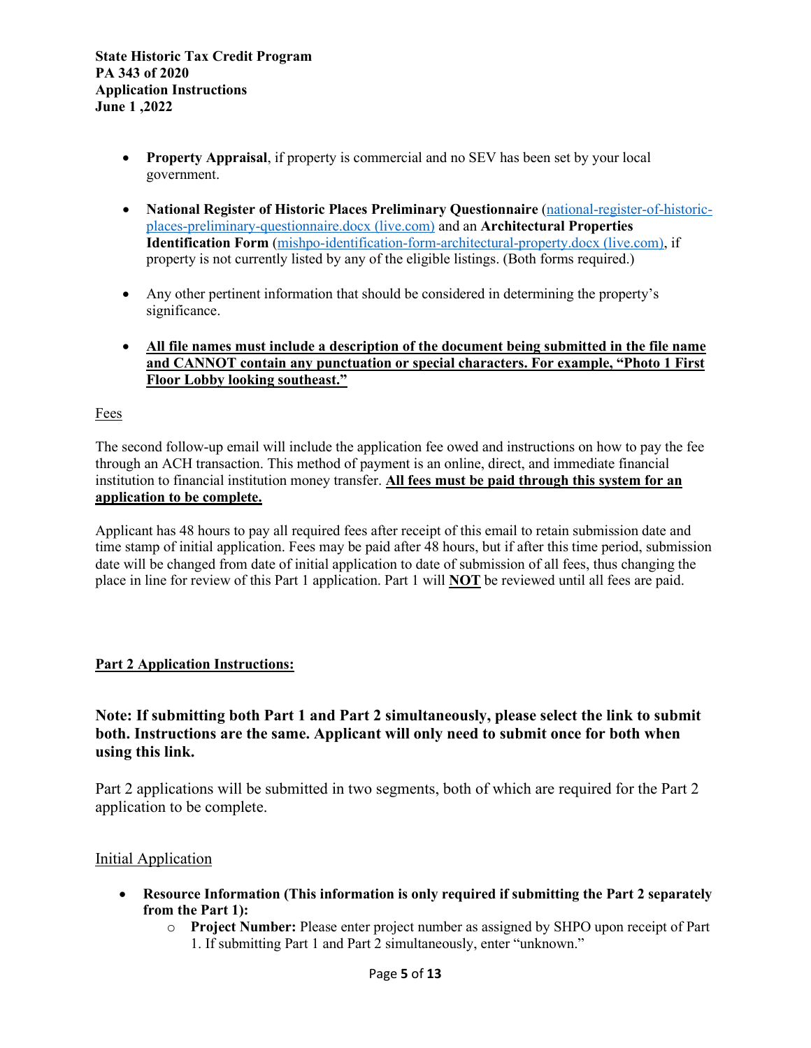- **Property Appraisal**, if property is commercial and no SEV has been set by your local government.

- **National Register of Historic Places Preliminary Questionnaire** ([national-register-of-historic-places-preliminary-questionnaire.docx (live.com)]()) and an **Architectural Properties Identification Form** ([mishpo-identification-form-architectural-property.docx (live.com)]()), if property is not currently listed by any of the eligible listings. (Both forms required.)

- Any other pertinent information that should be considered in determining the property's significance.

- **All file names must include a description of the document being submitted in the file name and CANNOT contain any punctuation or special characters. For example, "Photo 1 First Floor Lobby looking southeast."**

Fees

The second follow-up email will include the application fee owed and instructions on how to pay the fee through an ACH transaction. This method of payment is an online, direct, and immediate financial institution to financial institution money transfer. **All fees must be paid through this system for an application to be complete.**

Applicant has 48 hours to pay all required fees after receipt of this email to retain submission date and time stamp of initial application. Fees may be paid after 48 hours, but if after this time period, submission date will be changed from date of initial application to date of submission of all fees, thus changing the place in line for review of this Part 1 application. Part 1 will **NOT** be reviewed until all fees are paid.

**Part 2 Application Instructions:**

### Note: If submitting both Part 1 and Part 2 simultaneously, please select the link to submit both. Instructions are the same. Applicant will only need to submit once for both when using this link.

Part 2 applications will be submitted in two segments, both of which are required for the Part 2 application to be complete.

Initial Application

- **Resource Information (This information is only required if submitting the Part 2 separately from the Part 1):**
  - **Project Number:** Please enter project number as assigned by SHPO upon receipt of Part 1. If submitting Part 1 and Part 2 simultaneously, enter "unknown."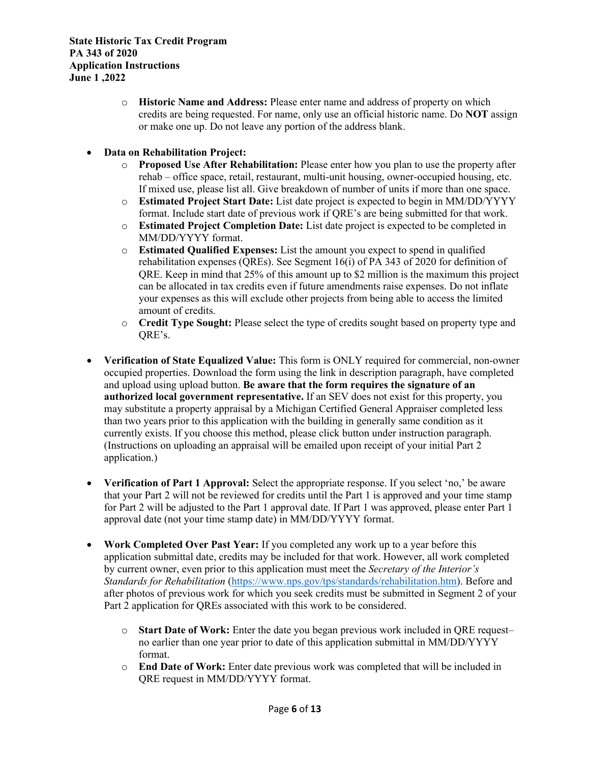- **Historic Name and Address:** Please enter name and address of property on which credits are being requested. For name, only use an official historic name. Do **NOT** assign or make one up. Do not leave any portion of the address blank.

- **Data on Rehabilitation Project:**
  - **Proposed Use After Rehabilitation:** Please enter how you plan to use the property after rehab – office space, retail, restaurant, multi-unit housing, owner-occupied housing, etc. If mixed use, please list all. Give breakdown of number of units if more than one space.
  - **Estimated Project Start Date:** List date project is expected to begin in MM/DD/YYYY format. Include start date of previous work if QRE's are being submitted for that work.
  - **Estimated Project Completion Date:** List date project is expected to be completed in MM/DD/YYYY format.
  - **Estimated Qualified Expenses:** List the amount you expect to spend in qualified rehabilitation expenses (QREs). See Segment 16(i) of PA 343 of 2020 for definition of QRE. Keep in mind that 25% of this amount up to $2 million is the maximum this project can be allocated in tax credits even if future amendments raise expenses. Do not inflate your expenses as this will exclude other projects from being able to access the limited amount of credits.
  - **Credit Type Sought:** Please select the type of credits sought based on property type and QRE's.

- **Verification of State Equalized Value:** This form is ONLY required for commercial, non-owner occupied properties. Download the form using the link in description paragraph, have completed and upload using upload button. **Be aware that the form requires the signature of an authorized local government representative.** If an SEV does not exist for this property, you may substitute a property appraisal by a Michigan Certified General Appraiser completed less than two years prior to this application with the building in generally same condition as it currently exists. If you choose this method, please click button under instruction paragraph. (Instructions on uploading an appraisal will be emailed upon receipt of your initial Part 2 application.)

- **Verification of Part 1 Approval:** Select the appropriate response. If you select 'no,' be aware that your Part 2 will not be reviewed for credits until the Part 1 is approved and your time stamp for Part 2 will be adjusted to the Part 1 approval date. If Part 1 was approved, please enter Part 1 approval date (not your time stamp date) in MM/DD/YYYY format.

- **Work Completed Over Past Year:** If you completed any work up to a year before this application submittal date, credits may be included for that work. However, all work completed by current owner, even prior to this application must meet the *Secretary of the Interior's Standards for Rehabilitation* (https://www.nps.gov/tps/standards/rehabilitation.htm). Before and after photos of previous work for which you seek credits must be submitted in Segment 2 of your Part 2 application for QREs associated with this work to be considered.
  - **Start Date of Work:** Enter the date you began previous work included in QRE request– no earlier than one year prior to date of this application submittal in MM/DD/YYYY format.
  - **End Date of Work:** Enter date previous work was completed that will be included in QRE request in MM/DD/YYYY format.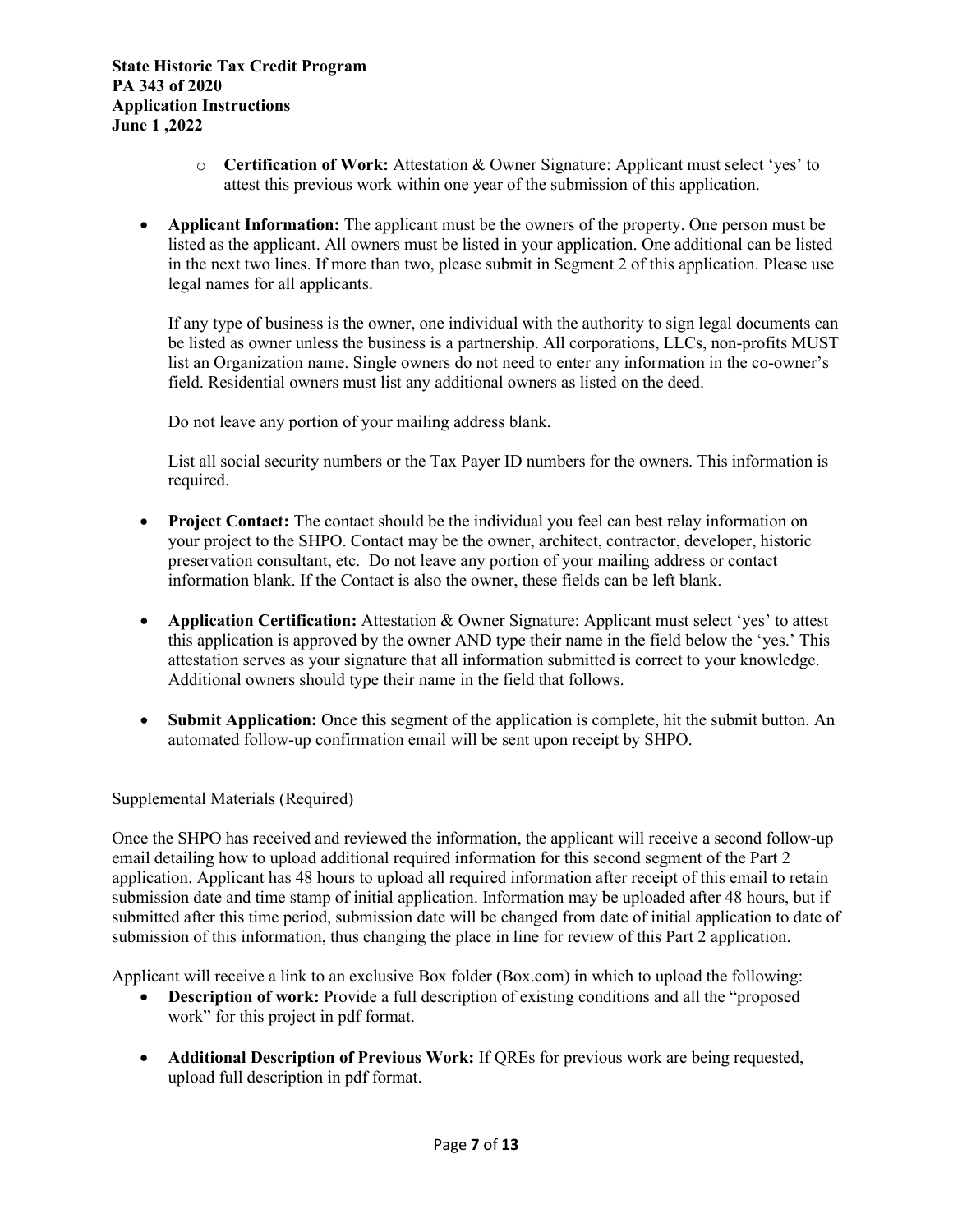- **Certification of Work:** Attestation & Owner Signature: Applicant must select 'yes' to attest this previous work within one year of the submission of this application.

- **Applicant Information:** The applicant must be the owners of the property. One person must be listed as the applicant. All owners must be listed in your application. One additional can be listed in the next two lines. If more than two, please submit in Segment 2 of this application. Please use legal names for all applicants.

  If any type of business is the owner, one individual with the authority to sign legal documents can be listed as owner unless the business is a partnership. All corporations, LLCs, non-profits MUST list an Organization name. Single owners do not need to enter any information in the co-owner's field. Residential owners must list any additional owners as listed on the deed.

  Do not leave any portion of your mailing address blank.

  List all social security numbers or the Tax Payer ID numbers for the owners. This information is required.

- **Project Contact:** The contact should be the individual you feel can best relay information on your project to the SHPO. Contact may be the owner, architect, contractor, developer, historic preservation consultant, etc. Do not leave any portion of your mailing address or contact information blank. If the Contact is also the owner, these fields can be left blank.

- **Application Certification:** Attestation & Owner Signature: Applicant must select 'yes' to attest this application is approved by the owner AND type their name in the field below the 'yes.' This attestation serves as your signature that all information submitted is correct to your knowledge. Additional owners should type their name in the field that follows.

- **Submit Application:** Once this segment of the application is complete, hit the submit button. An automated follow-up confirmation email will be sent upon receipt by SHPO.

Supplemental Materials (Required)

Once the SHPO has received and reviewed the information, the applicant will receive a second follow-up email detailing how to upload additional required information for this second segment of the Part 2 application. Applicant has 48 hours to upload all required information after receipt of this email to retain submission date and time stamp of initial application. Information may be uploaded after 48 hours, but if submitted after this time period, submission date will be changed from date of initial application to date of submission of this information, thus changing the place in line for review of this Part 2 application.

Applicant will receive a link to an exclusive Box folder (Box.com) in which to upload the following:

- **Description of work:** Provide a full description of existing conditions and all the "proposed work" for this project in pdf format.

- **Additional Description of Previous Work:** If QREs for previous work are being requested, upload full description in pdf format.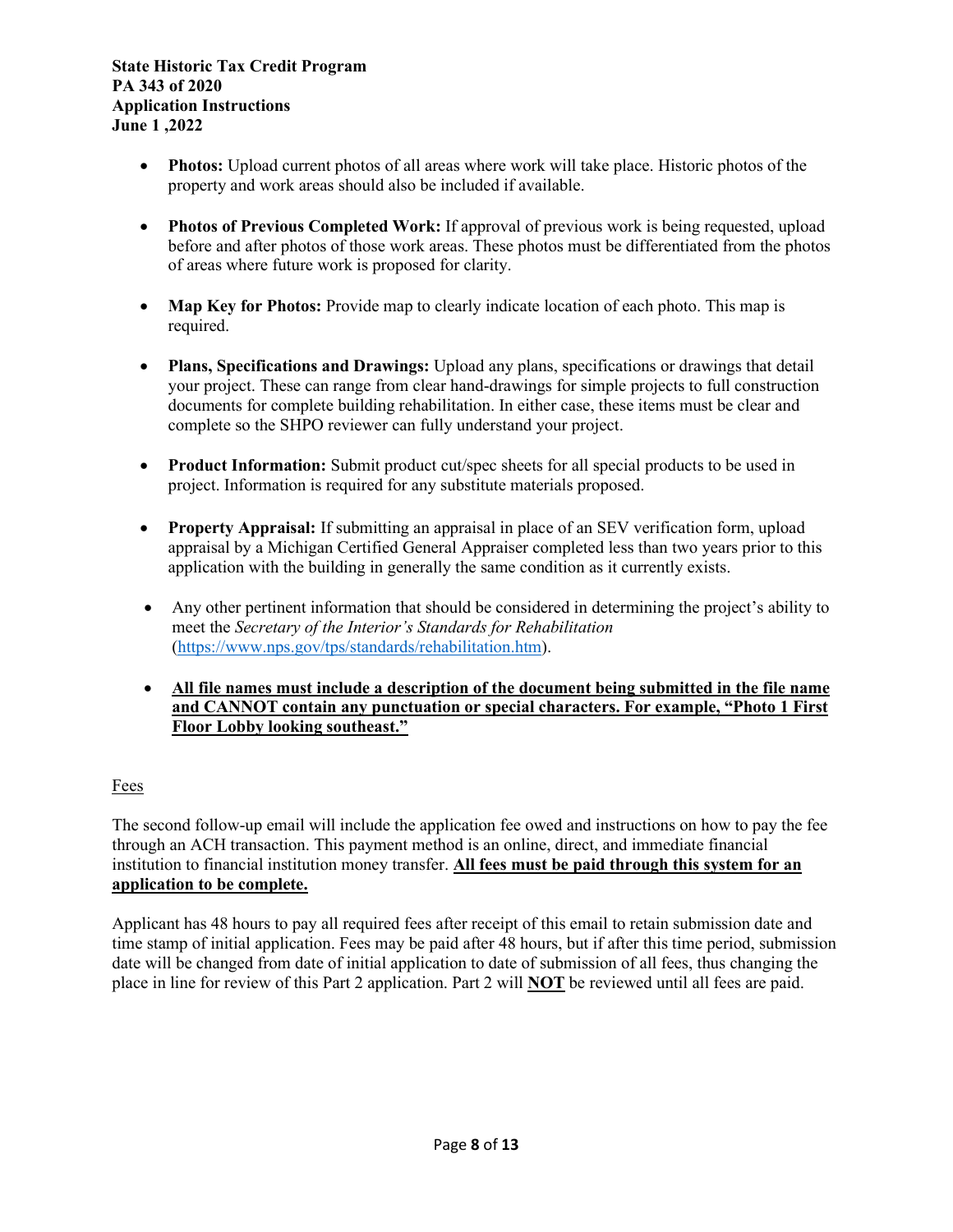- **Photos:** Upload current photos of all areas where work will take place. Historic photos of the property and work areas should also be included if available.

- **Photos of Previous Completed Work:** If approval of previous work is being requested, upload before and after photos of those work areas. These photos must be differentiated from the photos of areas where future work is proposed for clarity.

- **Map Key for Photos:** Provide map to clearly indicate location of each photo. This map is required.

- **Plans, Specifications and Drawings:** Upload any plans, specifications or drawings that detail your project. These can range from clear hand-drawings for simple projects to full construction documents for complete building rehabilitation. In either case, these items must be clear and complete so the SHPO reviewer can fully understand your project.

- **Product Information:** Submit product cut/spec sheets for all special products to be used in project. Information is required for any substitute materials proposed.

- **Property Appraisal:** If submitting an appraisal in place of an SEV verification form, upload appraisal by a Michigan Certified General Appraiser completed less than two years prior to this application with the building in generally the same condition as it currently exists.

- Any other pertinent information that should be considered in determining the project's ability to meet the *Secretary of the Interior's Standards for Rehabilitation* (https://www.nps.gov/tps/standards/rehabilitation.htm).

- <u>**All file names must include a description of the document being submitted in the file name and CANNOT contain any punctuation or special characters. For example, "Photo 1 First Floor Lobby looking southeast."**</u>

<u>Fees</u>

The second follow-up email will include the application fee owed and instructions on how to pay the fee through an ACH transaction. This payment method is an online, direct, and immediate financial institution to financial institution money transfer. <u>**All fees must be paid through this system for an application to be complete.**</u>

Applicant has 48 hours to pay all required fees after receipt of this email to retain submission date and time stamp of initial application. Fees may be paid after 48 hours, but if after this time period, submission date will be changed from date of initial application to date of submission of all fees, thus changing the place in line for review of this Part 2 application. Part 2 will <u>**NOT**</u> be reviewed until all fees are paid.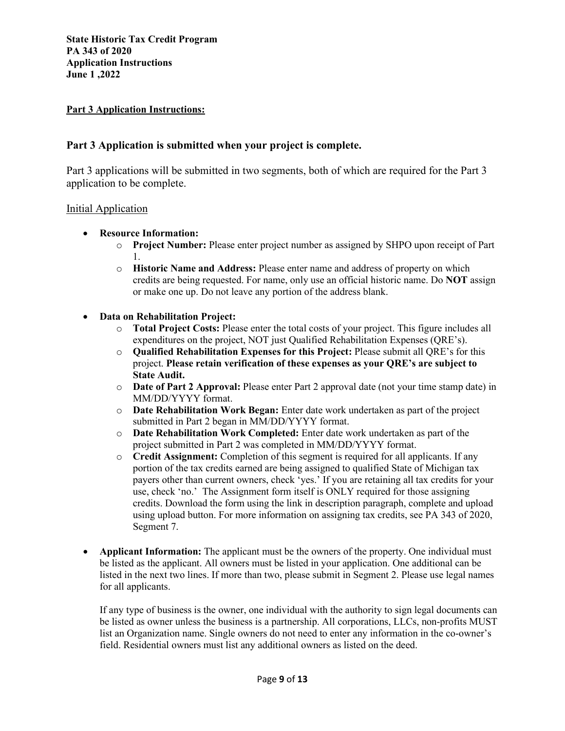**State Historic Tax Credit Program**
**PA 343 of 2020**
**Application Instructions**
**June 1 ,2022**

**Part 3 Application Instructions:**

## Part 3 Application is submitted when your project is complete.

Part 3 applications will be submitted in two segments, both of which are required for the Part 3 application to be complete.

Initial Application

- **Resource Information:**
  - **Project Number:** Please enter project number as assigned by SHPO upon receipt of Part 1.
  - **Historic Name and Address:** Please enter name and address of property on which credits are being requested. For name, only use an official historic name. Do **NOT** assign or make one up. Do not leave any portion of the address blank.

- **Data on Rehabilitation Project:**
  - **Total Project Costs:** Please enter the total costs of your project. This figure includes all expenditures on the project, NOT just Qualified Rehabilitation Expenses (QRE's).
  - **Qualified Rehabilitation Expenses for this Project:** Please submit all QRE's for this project. **Please retain verification of these expenses as your QRE's are subject to State Audit.**
  - **Date of Part 2 Approval:** Please enter Part 2 approval date (not your time stamp date) in MM/DD/YYYY format.
  - **Date Rehabilitation Work Began:** Enter date work undertaken as part of the project submitted in Part 2 began in MM/DD/YYYY format.
  - **Date Rehabilitation Work Completed:** Enter date work undertaken as part of the project submitted in Part 2 was completed in MM/DD/YYYY format.
  - **Credit Assignment:** Completion of this segment is required for all applicants. If any portion of the tax credits earned are being assigned to qualified State of Michigan tax payers other than current owners, check 'yes.' If you are retaining all tax credits for your use, check 'no.' The Assignment form itself is ONLY required for those assigning credits. Download the form using the link in description paragraph, complete and upload using upload button. For more information on assigning tax credits, see PA 343 of 2020, Segment 7.

- **Applicant Information:** The applicant must be the owners of the property. One individual must be listed as the applicant. All owners must be listed in your application. One additional can be listed in the next two lines. If more than two, please submit in Segment 2. Please use legal names for all applicants.

  If any type of business is the owner, one individual with the authority to sign legal documents can be listed as owner unless the business is a partnership. All corporations, LLCs, non-profits MUST list an Organization name. Single owners do not need to enter any information in the co-owner's field. Residential owners must list any additional owners as listed on the deed.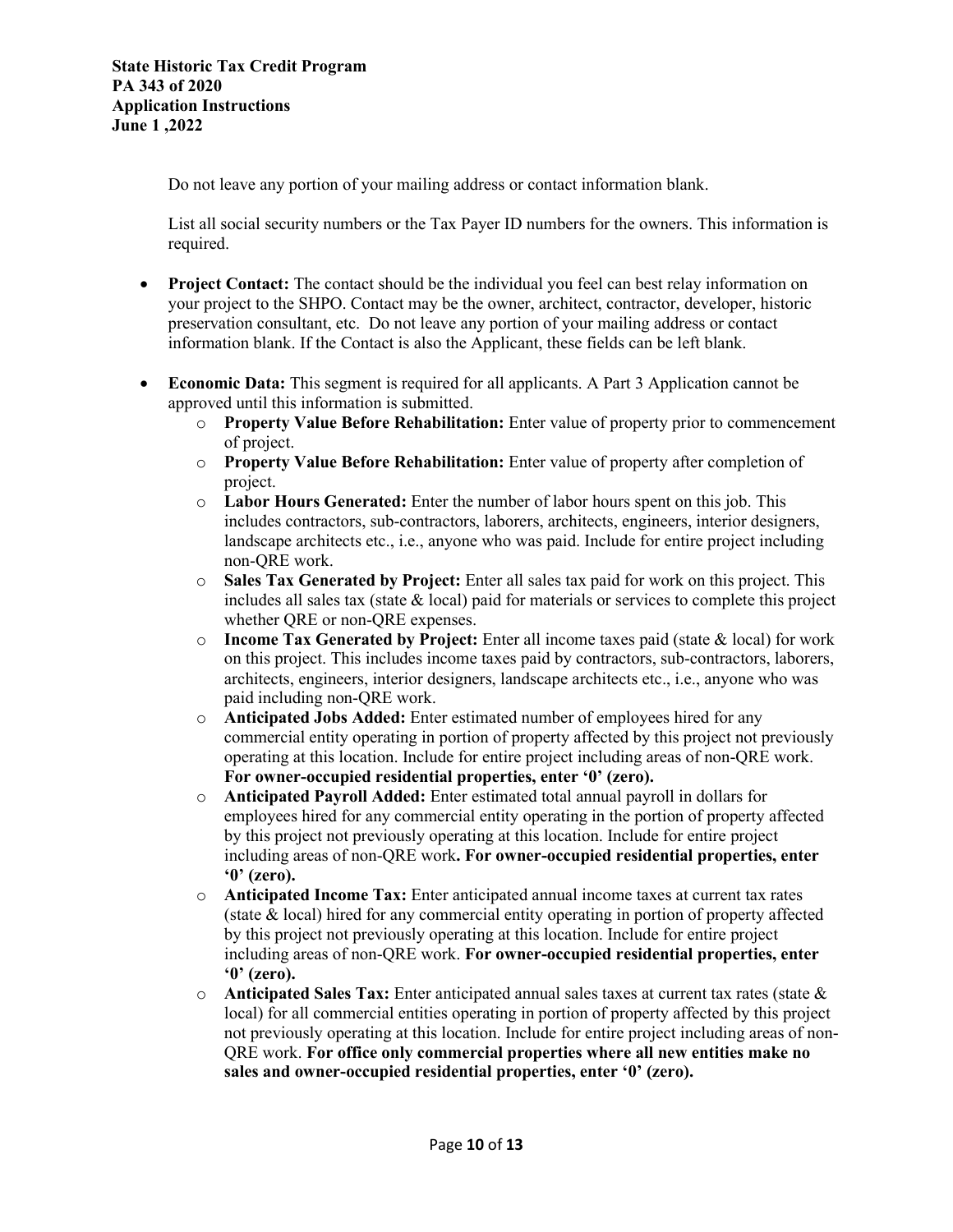Do not leave any portion of your mailing address or contact information blank.

List all social security numbers or the Tax Payer ID numbers for the owners. This information is required.

- **Project Contact:** The contact should be the individual you feel can best relay information on your project to the SHPO. Contact may be the owner, architect, contractor, developer, historic preservation consultant, etc. Do not leave any portion of your mailing address or contact information blank. If the Contact is also the Applicant, these fields can be left blank.
- **Economic Data:** This segment is required for all applicants. A Part 3 Application cannot be approved until this information is submitted.
  - **Property Value Before Rehabilitation:** Enter value of property prior to commencement of project.
  - **Property Value Before Rehabilitation:** Enter value of property after completion of project.
  - **Labor Hours Generated:** Enter the number of labor hours spent on this job. This includes contractors, sub-contractors, laborers, architects, engineers, interior designers, landscape architects etc., i.e., anyone who was paid. Include for entire project including non-QRE work.
  - **Sales Tax Generated by Project:** Enter all sales tax paid for work on this project. This includes all sales tax (state & local) paid for materials or services to complete this project whether QRE or non-QRE expenses.
  - **Income Tax Generated by Project:** Enter all income taxes paid (state & local) for work on this project. This includes income taxes paid by contractors, sub-contractors, laborers, architects, engineers, interior designers, landscape architects etc., i.e., anyone who was paid including non-QRE work.
  - **Anticipated Jobs Added:** Enter estimated number of employees hired for any commercial entity operating in portion of property affected by this project not previously operating at this location. Include for entire project including areas of non-QRE work. **For owner-occupied residential properties, enter '0' (zero).**
  - **Anticipated Payroll Added:** Enter estimated total annual payroll in dollars for employees hired for any commercial entity operating in the portion of property affected by this project not previously operating at this location. Include for entire project including areas of non-QRE work**. For owner-occupied residential properties, enter '0' (zero).**
  - **Anticipated Income Tax:** Enter anticipated annual income taxes at current tax rates (state & local) hired for any commercial entity operating in portion of property affected by this project not previously operating at this location. Include for entire project including areas of non-QRE work. **For owner-occupied residential properties, enter '0' (zero).**
  - **Anticipated Sales Tax:** Enter anticipated annual sales taxes at current tax rates (state & local) for all commercial entities operating in portion of property affected by this project not previously operating at this location. Include for entire project including areas of non-QRE work. **For office only commercial properties where all new entities make no sales and owner-occupied residential properties, enter '0' (zero).**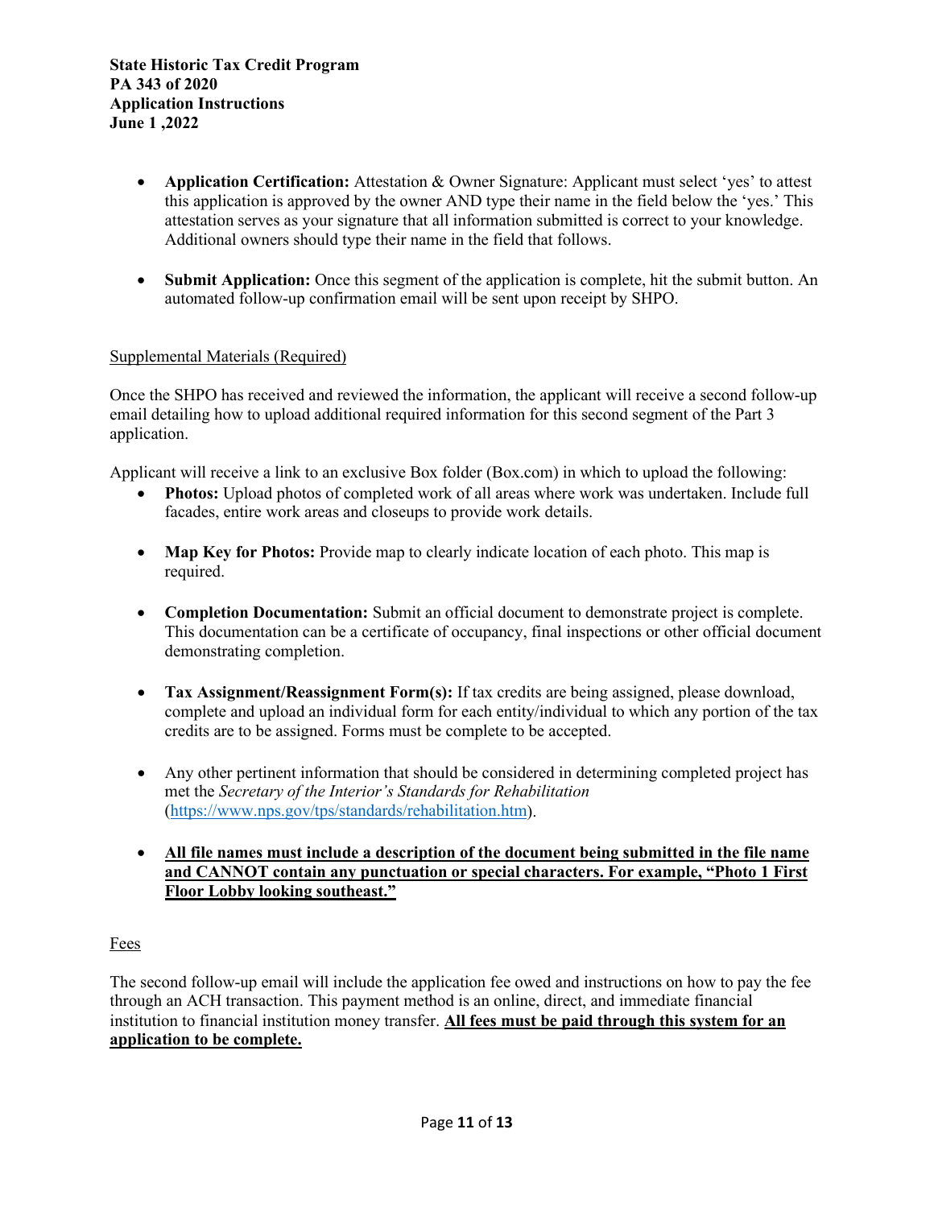- **Application Certification:** Attestation & Owner Signature: Applicant must select 'yes' to attest this application is approved by the owner AND type their name in the field below the 'yes.' This attestation serves as your signature that all information submitted is correct to your knowledge. Additional owners should type their name in the field that follows.

- **Submit Application:** Once this segment of the application is complete, hit the submit button. An automated follow-up confirmation email will be sent upon receipt by SHPO.

<u>Supplemental Materials (Required)</u>

Once the SHPO has received and reviewed the information, the applicant will receive a second follow-up email detailing how to upload additional required information for this second segment of the Part 3 application.

Applicant will receive a link to an exclusive Box folder (Box.com) in which to upload the following:

- **Photos:** Upload photos of completed work of all areas where work was undertaken. Include full facades, entire work areas and closeups to provide work details.

- **Map Key for Photos:** Provide map to clearly indicate location of each photo. This map is required.

- **Completion Documentation:** Submit an official document to demonstrate project is complete. This documentation can be a certificate of occupancy, final inspections or other official document demonstrating completion.

- **Tax Assignment/Reassignment Form(s):** If tax credits are being assigned, please download, complete and upload an individual form for each entity/individual to which any portion of the tax credits are to be assigned. Forms must be complete to be accepted.

- Any other pertinent information that should be considered in determining completed project has met the *Secretary of the Interior's Standards for Rehabilitation* (https://www.nps.gov/tps/standards/rehabilitation.htm).

- <u>**All file names must include a description of the document being submitted in the file name and CANNOT contain any punctuation or special characters. For example, "Photo 1 First Floor Lobby looking southeast."**</u>

<u>Fees</u>

The second follow-up email will include the application fee owed and instructions on how to pay the fee through an ACH transaction. This payment method is an online, direct, and immediate financial institution to financial institution money transfer. <u>**All fees must be paid through this system for an application to be complete.**</u>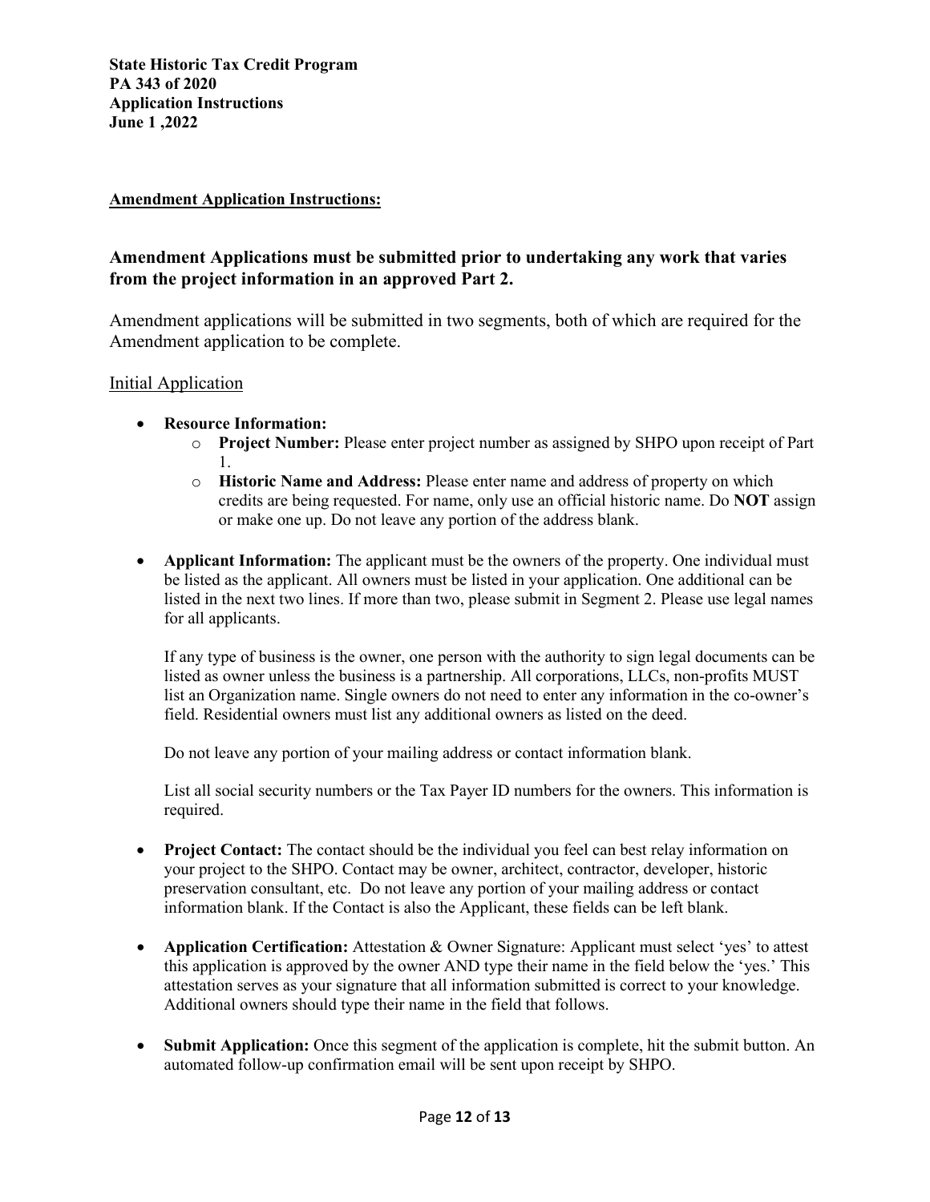**Amendment Application Instructions:**

## Amendment Applications must be submitted prior to undertaking any work that varies from the project information in an approved Part 2.

Amendment applications will be submitted in two segments, both of which are required for the Amendment application to be complete.

Initial Application

- **Resource Information:**
  - **Project Number:** Please enter project number as assigned by SHPO upon receipt of Part 1.
  - **Historic Name and Address:** Please enter name and address of property on which credits are being requested. For name, only use an official historic name. Do **NOT** assign or make one up. Do not leave any portion of the address blank.
- **Applicant Information:** The applicant must be the owners of the property. One individual must be listed as the applicant. All owners must be listed in your application. One additional can be listed in the next two lines. If more than two, please submit in Segment 2. Please use legal names for all applicants.

  If any type of business is the owner, one person with the authority to sign legal documents can be listed as owner unless the business is a partnership. All corporations, LLCs, non-profits MUST list an Organization name. Single owners do not need to enter any information in the co-owner's field. Residential owners must list any additional owners as listed on the deed.

  Do not leave any portion of your mailing address or contact information blank.

  List all social security numbers or the Tax Payer ID numbers for the owners. This information is required.

- **Project Contact:** The contact should be the individual you feel can best relay information on your project to the SHPO. Contact may be owner, architect, contractor, developer, historic preservation consultant, etc. Do not leave any portion of your mailing address or contact information blank. If the Contact is also the Applicant, these fields can be left blank.
- **Application Certification:** Attestation & Owner Signature: Applicant must select 'yes' to attest this application is approved by the owner AND type their name in the field below the 'yes.' This attestation serves as your signature that all information submitted is correct to your knowledge. Additional owners should type their name in the field that follows.
- **Submit Application:** Once this segment of the application is complete, hit the submit button. An automated follow-up confirmation email will be sent upon receipt by SHPO.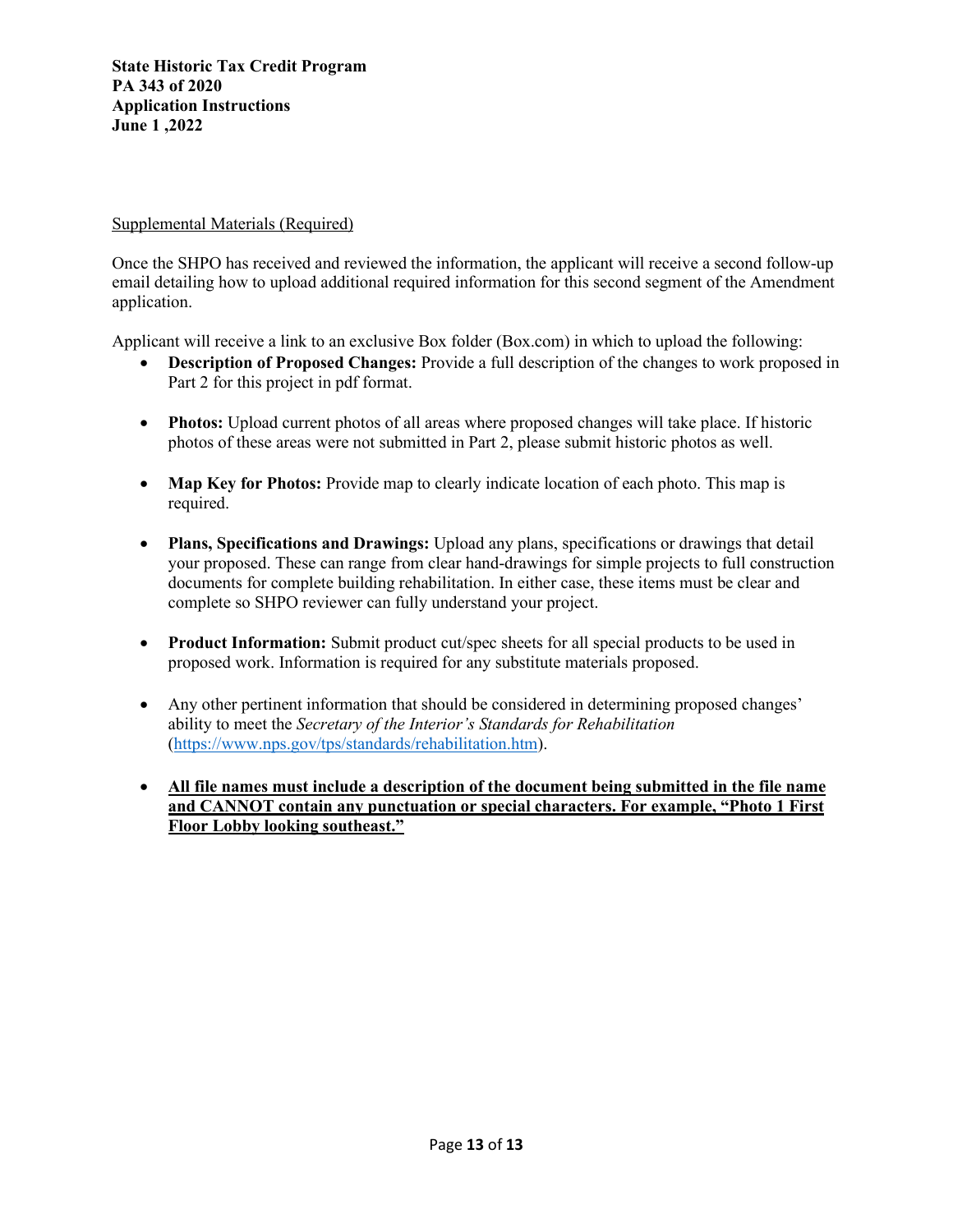Supplemental Materials (Required)

Once the SHPO has received and reviewed the information, the applicant will receive a second follow-up email detailing how to upload additional required information for this second segment of the Amendment application.

Applicant will receive a link to an exclusive Box folder (Box.com) in which to upload the following:

- **Description of Proposed Changes:** Provide a full description of the changes to work proposed in Part 2 for this project in pdf format.

- **Photos:** Upload current photos of all areas where proposed changes will take place. If historic photos of these areas were not submitted in Part 2, please submit historic photos as well.

- **Map Key for Photos:** Provide map to clearly indicate location of each photo. This map is required.

- **Plans, Specifications and Drawings:** Upload any plans, specifications or drawings that detail your proposed. These can range from clear hand-drawings for simple projects to full construction documents for complete building rehabilitation. In either case, these items must be clear and complete so SHPO reviewer can fully understand your project.

- **Product Information:** Submit product cut/spec sheets for all special products to be used in proposed work. Information is required for any substitute materials proposed.

- Any other pertinent information that should be considered in determining proposed changes' ability to meet the *Secretary of the Interior's Standards for Rehabilitation* (https://www.nps.gov/tps/standards/rehabilitation.htm).

- **All file names must include a description of the document being submitted in the file name and CANNOT contain any punctuation or special characters. For example, "Photo 1 First Floor Lobby looking southeast."**